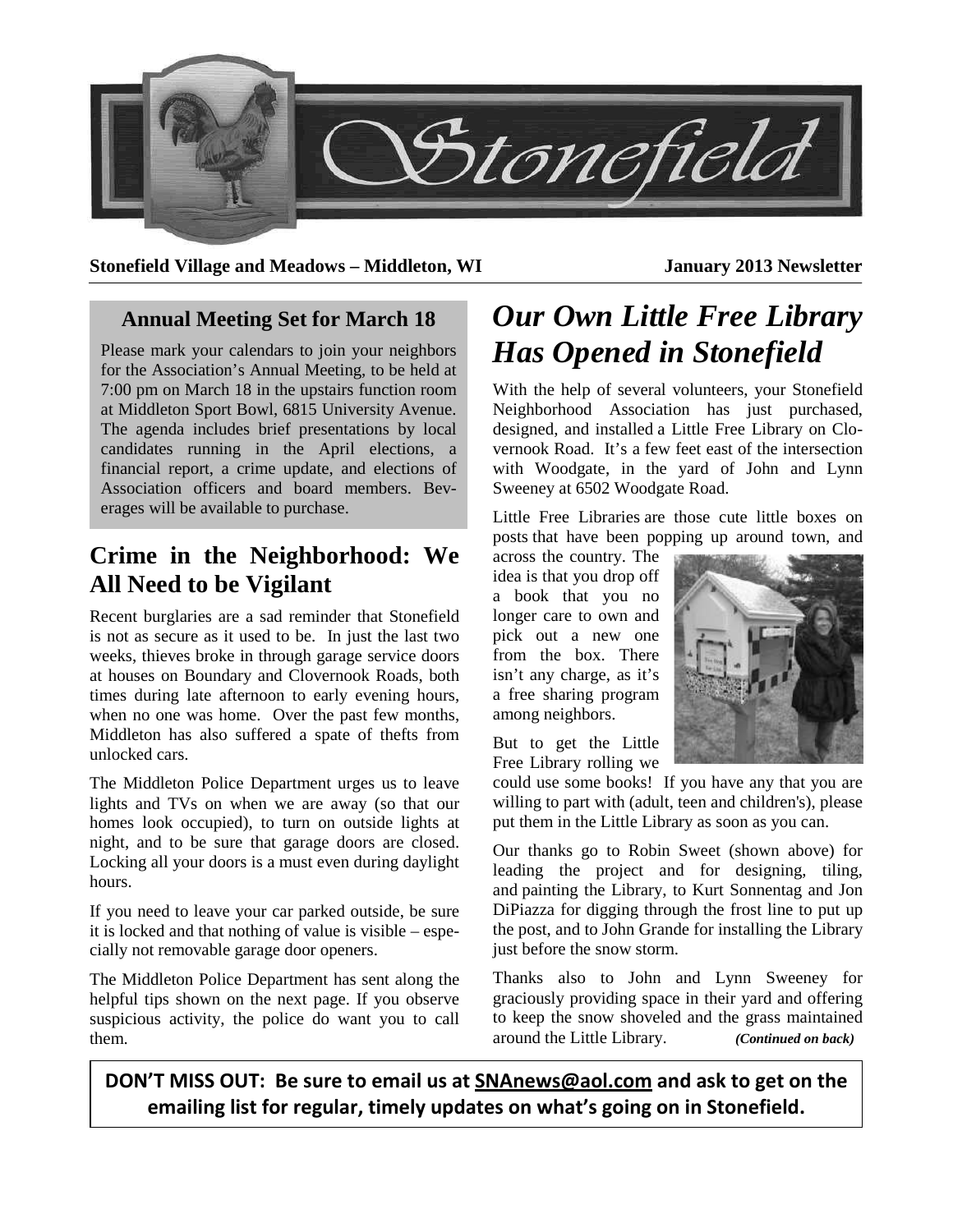# Stonefield

**Stonefield Village and Meadows – Middleton, WI** **January 2013 Newsletter**

## Annual Meeting Set for March 18

Please mark your calendars to join your neighbors for the Association's Annual Meeting, to be held at 7:00 pm on March 18 in the upstairs function room at Middleton Sport Bowl, 6815 University Avenue. The agenda includes brief presentations by local candidates running in the April elections, a financial report, a crime update, and elections of Association officers and board members. Beverages will be available to purchase.

## Crime in the Neighborhood: We All Need to be Vigilant

Recent burglaries are a sad reminder that Stonefield is not as secure as it used to be. In just the last two weeks, thieves broke in through garage service doors at houses on Boundary and Clovernook Roads, both times during late afternoon to early evening hours, when no one was home. Over the past few months, Middleton has also suffered a spate of thefts from unlocked cars.

The Middleton Police Department urges us to leave lights and TVs on when we are away (so that our homes look occupied), to turn on outside lights at night, and to be sure that garage doors are closed. Locking all your doors is a must even during daylight hours.

If you need to leave your car parked outside, be sure it is locked and that nothing of value is visible – especially not removable garage door openers.

The Middleton Police Department has sent along the helpful tips shown on the next page. If you observe suspicious activity, the police do want you to call them.

# *Our Own Little Free Library Has Opened in Stonefield*

With the help of several volunteers, your Stonefield Neighborhood Association has just purchased, designed, and installed a Little Free Library on Clovernook Road. It's a few feet east of the intersection with Woodgate, in the yard of John and Lynn Sweeney at 6502 Woodgate Road.

Little Free Libraries are those cute little boxes on posts that have been popping up around town, and across the country. The idea is that you drop off a book that you no longer care to own and pick out a new one from the box. There isn't any charge, as it's a free sharing program among neighbors.

But to get the Little Free Library rolling we could use some books! If you have any that you are willing to part with (adult, teen and children's), please put them in the Little Library as soon as you can.

Our thanks go to Robin Sweet (shown above) for leading the project and for designing, tiling, and painting the Library, to Kurt Sonnentag and Jon DiPiazza for digging through the frost line to put up the post, and to John Grande for installing the Library just before the snow storm.

Thanks also to John and Lynn Sweeney for graciously providing space in their yard and offering to keep the snow shoveled and the grass maintained around the Little Library. ***(Continued on back)***

**DON'T MISS OUT: Be sure to email us at SNAnews@aol.com and ask to get on the emailing list for regular, timely updates on what's going on in Stonefield.**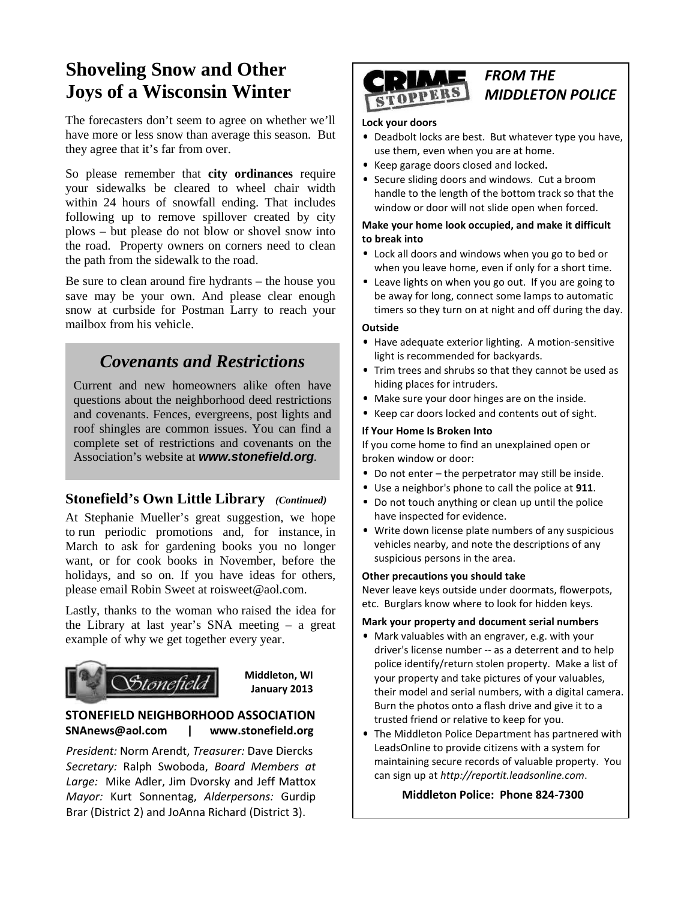# Shoveling Snow and Other Joys of a Wisconsin Winter

The forecasters don't seem to agree on whether we'll have more or less snow than average this season. But they agree that it's far from over.

So please remember that **city ordinances** require your sidewalks be cleared to wheel chair width within 24 hours of snowfall ending. That includes following up to remove spillover created by city plows – but please do not blow or shovel snow into the road. Property owners on corners need to clean the path from the sidewalk to the road.

Be sure to clean around fire hydrants – the house you save may be your own. And please clear enough snow at curbside for Postman Larry to reach your mailbox from his vehicle.

## *Covenants and Restrictions*

Current and new homeowners alike often have questions about the neighborhood deed restrictions and covenants. Fences, evergreens, post lights and roof shingles are common issues. You can find a complete set of restrictions and covenants on the Association's website at ***www.stonefield.org***.

## Stonefield's Own Little Library *(Continued)*

At Stephanie Mueller's great suggestion, we hope to run periodic promotions and, for instance, in March to ask for gardening books you no longer want, or for cook books in November, before the holidays, and so on. If you have ideas for others, please email Robin Sweet at roisweet@aol.com.

Lastly, thanks to the woman who raised the idea for the Library at last year's SNA meeting – a great example of why we get together every year.

Stonefield

**Middleton, WI**
**January 2013**

**STONEFIELD NEIGHBORHOOD ASSOCIATION**
**SNAnews@aol.com | www.stonefield.org**

*President:* Norm Arendt, *Treasurer:* Dave Diercks *Secretary:* Ralph Swoboda, *Board Members at Large:* Mike Adler, Jim Dvorsky and Jeff Mattox *Mayor:* Kurt Sonnentag, *Alderpersons:* Gurdip Brar (District 2) and JoAnna Richard (District 3).

## CRIME STOPPERS *FROM THE MIDDLETON POLICE*

**Lock your doors**

- Deadbolt locks are best. But whatever type you have, use them, even when you are at home.
- Keep garage doors closed and locked**.**
- Secure sliding doors and windows. Cut a broom handle to the length of the bottom track so that the window or door will not slide open when forced.

**Make your home look occupied, and make it difficult to break into**

- Lock all doors and windows when you go to bed or when you leave home, even if only for a short time.
- Leave lights on when you go out. If you are going to be away for long, connect some lamps to automatic timers so they turn on at night and off during the day.

**Outside**

- Have adequate exterior lighting. A motion-sensitive light is recommended for backyards.
- Trim trees and shrubs so that they cannot be used as hiding places for intruders.
- Make sure your door hinges are on the inside.
- Keep car doors locked and contents out of sight.

**If Your Home Is Broken Into**

If you come home to find an unexplained open or broken window or door:

- Do not enter – the perpetrator may still be inside.
- Use a neighbor's phone to call the police at **911**.
- Do not touch anything or clean up until the police have inspected for evidence.
- Write down license plate numbers of any suspicious vehicles nearby, and note the descriptions of any suspicious persons in the area.

**Other precautions you should take**

Never leave keys outside under doormats, flowerpots, etc. Burglars know where to look for hidden keys.

**Mark your property and document serial numbers**

- Mark valuables with an engraver, e.g. with your driver's license number -- as a deterrent and to help police identify/return stolen property. Make a list of your property and take pictures of your valuables, their model and serial numbers, with a digital camera. Burn the photos onto a flash drive and give it to a trusted friend or relative to keep for you.
- The Middleton Police Department has partnered with LeadsOnline to provide citizens with a system for maintaining secure records of valuable property. You can sign up at *http://reportit.leadsonline.com*.

**Middleton Police: Phone 824-7300**